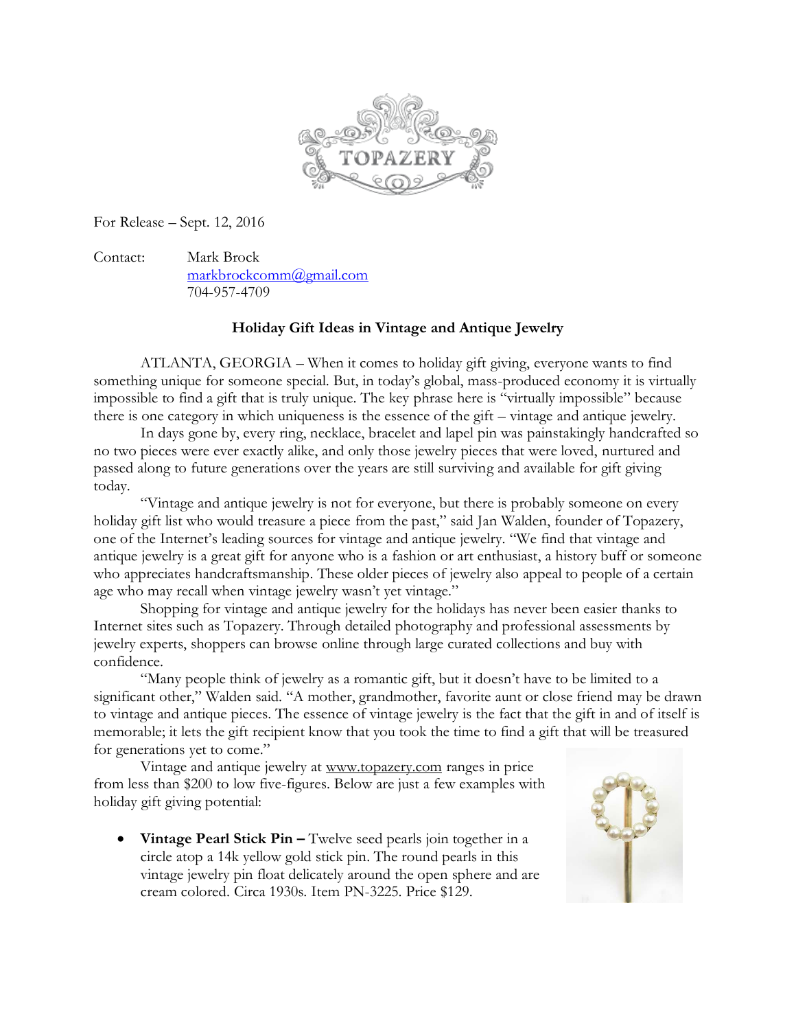TOPAZERY

For Release – Sept. 12, 2016

Contact: Mark Brock
markbrockcomm@gmail.com
704-957-4709

**Holiday Gift Ideas in Vintage and Antique Jewelry**

ATLANTA, GEORGIA – When it comes to holiday gift giving, everyone wants to find something unique for someone special. But, in today's global, mass-produced economy it is virtually impossible to find a gift that is truly unique. The key phrase here is "virtually impossible" because there is one category in which uniqueness is the essence of the gift – vintage and antique jewelry.

In days gone by, every ring, necklace, bracelet and lapel pin was painstakingly handcrafted so no two pieces were ever exactly alike, and only those jewelry pieces that were loved, nurtured and passed along to future generations over the years are still surviving and available for gift giving today.

"Vintage and antique jewelry is not for everyone, but there is probably someone on every holiday gift list who would treasure a piece from the past," said Jan Walden, founder of Topazery, one of the Internet's leading sources for vintage and antique jewelry. "We find that vintage and antique jewelry is a great gift for anyone who is a fashion or art enthusiast, a history buff or someone who appreciates handcraftsmanship. These older pieces of jewelry also appeal to people of a certain age who may recall when vintage jewelry wasn't yet vintage."

Shopping for vintage and antique jewelry for the holidays has never been easier thanks to Internet sites such as Topazery. Through detailed photography and professional assessments by jewelry experts, shoppers can browse online through large curated collections and buy with confidence.

"Many people think of jewelry as a romantic gift, but it doesn't have to be limited to a significant other," Walden said. "A mother, grandmother, favorite aunt or close friend may be drawn to vintage and antique pieces. The essence of vintage jewelry is the fact that the gift in and of itself is memorable; it lets the gift recipient know that you took the time to find a gift that will be treasured for generations yet to come."

Vintage and antique jewelry at www.topazery.com ranges in price from less than $200 to low five-figures. Below are just a few examples with holiday gift giving potential:

- **Vintage Pearl Stick Pin –** Twelve seed pearls join together in a circle atop a 14k yellow gold stick pin. The round pearls in this vintage jewelry pin float delicately around the open sphere and are cream colored. Circa 1930s. Item PN-3225. Price $129.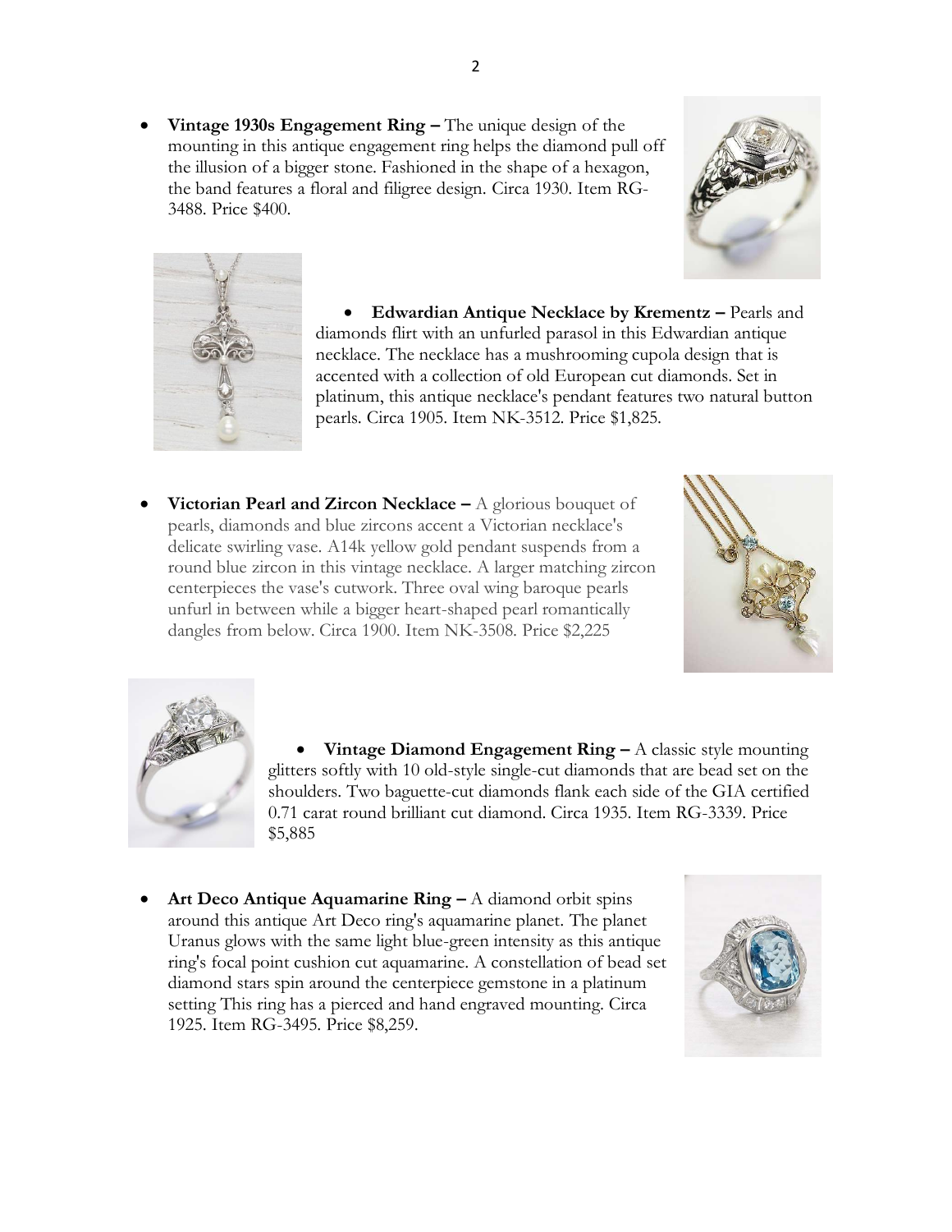- **Vintage 1930s Engagement Ring –** The unique design of the mounting in this antique engagement ring helps the diamond pull off the illusion of a bigger stone. Fashioned in the shape of a hexagon, the band features a floral and filigree design. Circa 1930. Item RG-3488. Price $400.

- **Edwardian Antique Necklace by Krementz –** Pearls and diamonds flirt with an unfurled parasol in this Edwardian antique necklace. The necklace has a mushrooming cupola design that is accented with a collection of old European cut diamonds. Set in platinum, this antique necklace's pendant features two natural button pearls. Circa 1905. Item NK-3512. Price $1,825.

- **Victorian Pearl and Zircon Necklace –** A glorious bouquet of pearls, diamonds and blue zircons accent a Victorian necklace's delicate swirling vase. A14k yellow gold pendant suspends from a round blue zircon in this vintage necklace. A larger matching zircon centerpieces the vase's cutwork. Three oval wing baroque pearls unfurl in between while a bigger heart-shaped pearl romantically dangles from below. Circa 1900. Item NK-3508. Price $2,225

- **Vintage Diamond Engagement Ring –** A classic style mounting glitters softly with 10 old-style single-cut diamonds that are bead set on the shoulders. Two baguette-cut diamonds flank each side of the GIA certified 0.71 carat round brilliant cut diamond. Circa 1935. Item RG-3339. Price $5,885

- **Art Deco Antique Aquamarine Ring –** A diamond orbit spins around this antique Art Deco ring's aquamarine planet. The planet Uranus glows with the same light blue-green intensity as this antique ring's focal point cushion cut aquamarine. A constellation of bead set diamond stars spin around the centerpiece gemstone in a platinum setting This ring has a pierced and hand engraved mounting. Circa 1925. Item RG-3495. Price $8,259.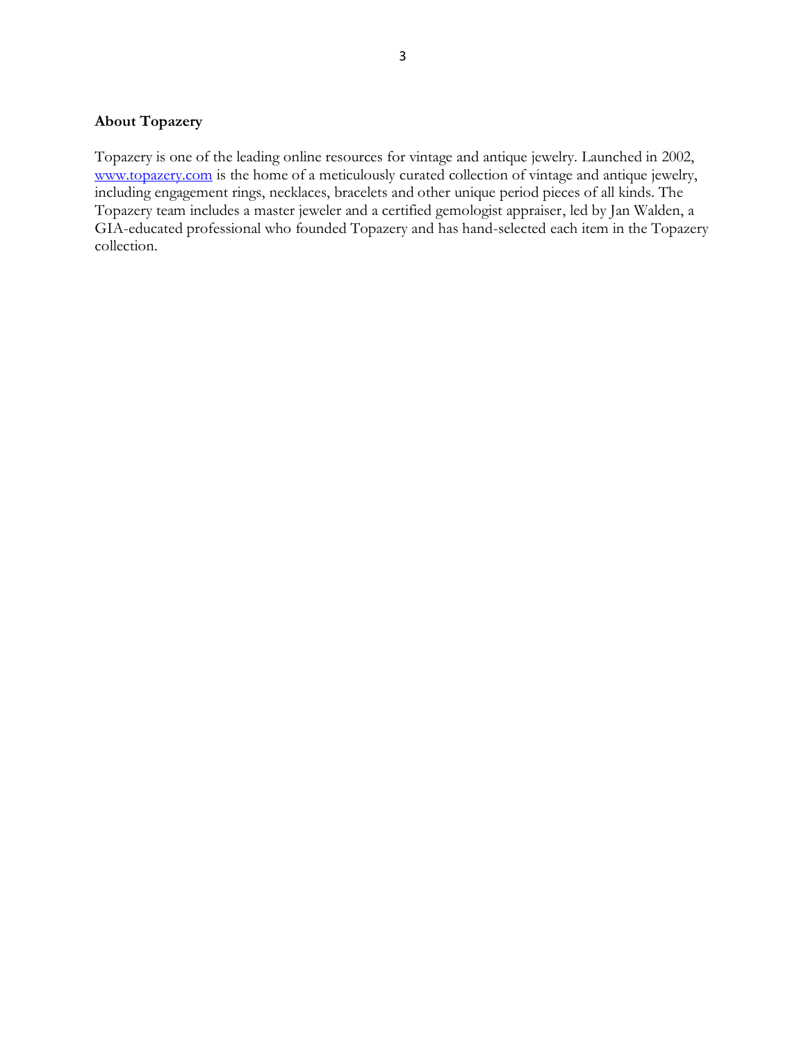**About Topazery**

Topazery is one of the leading online resources for vintage and antique jewelry. Launched in 2002, [www.topazery.com](http://www.topazery.com) is the home of a meticulously curated collection of vintage and antique jewelry, including engagement rings, necklaces, bracelets and other unique period pieces of all kinds. The Topazery team includes a master jeweler and a certified gemologist appraiser, led by Jan Walden, a GIA-educated professional who founded Topazery and has hand-selected each item in the Topazery collection.